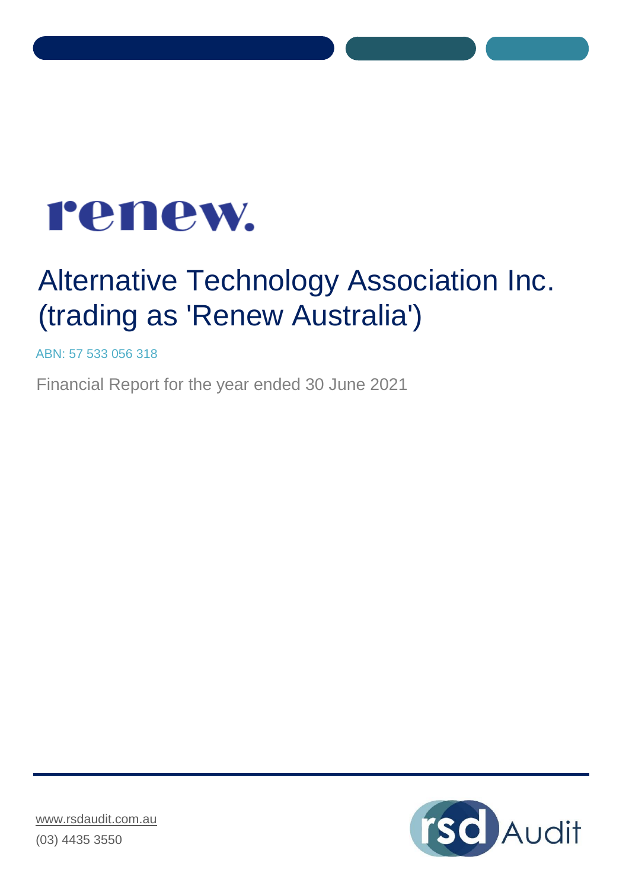renew.

# Alternative Technology Association Inc. (trading as 'Renew Australia')

ABN: 57 533 056 318

Financial Report for the year ended 30 June 2021

www.rsdaudit.com.au
(03) 4435 3550

rsd Audit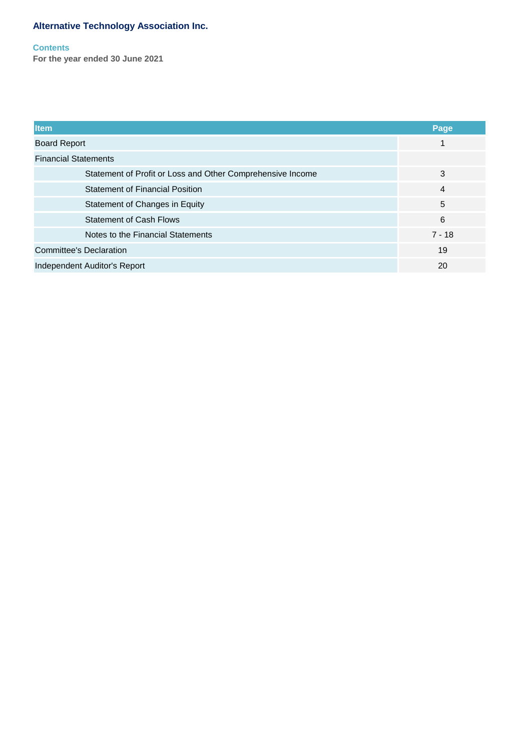# Alternative Technology Association Inc.

## Contents

**For the year ended 30 June 2021**

| Item | Page |
| --- | --- |
| Board Report | 1 |
| Financial Statements | |
| Statement of Profit or Loss and Other Comprehensive Income | 3 |
| Statement of Financial Position | 4 |
| Statement of Changes in Equity | 5 |
| Statement of Cash Flows | 6 |
| Notes to the Financial Statements | 7 - 18 |
| Committee's Declaration | 19 |
| Independent Auditor's Report | 20 |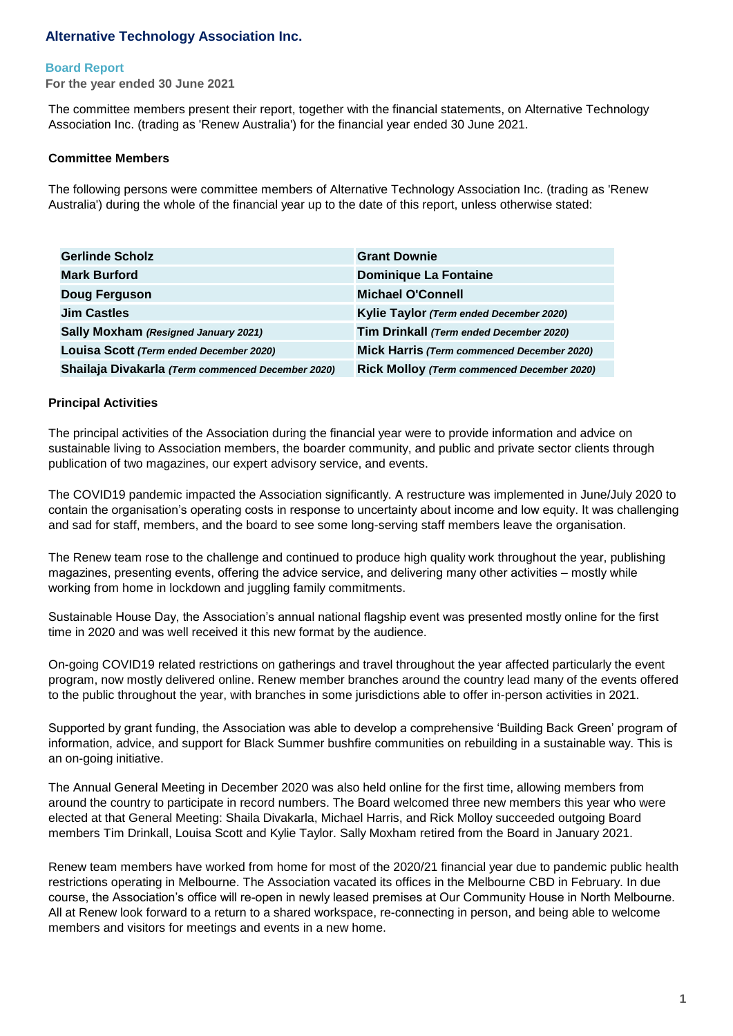## Alternative Technology Association Inc.

### Board Report

**For the year ended 30 June 2021**

The committee members present their report, together with the financial statements, on Alternative Technology Association Inc. (trading as 'Renew Australia') for the financial year ended 30 June 2021.

#### Committee Members

The following persons were committee members of Alternative Technology Association Inc. (trading as 'Renew Australia') during the whole of the financial year up to the date of this report, unless otherwise stated:

| | |
|---|---|
| **Gerlinde Scholz** | **Grant Downie** |
| **Mark Burford** | **Dominique La Fontaine** |
| **Doug Ferguson** | **Michael O'Connell** |
| **Jim Castles** | **Kylie Taylor** *(Term ended December 2020)* |
| **Sally Moxham** *(Resigned January 2021)* | **Tim Drinkall** *(Term ended December 2020)* |
| **Louisa Scott** *(Term ended December 2020)* | **Mick Harris** *(Term commenced December 2020)* |
| **Shailaja Divakarla** *(Term commenced December 2020)* | **Rick Molloy** *(Term commenced December 2020)* |

#### Principal Activities

The principal activities of the Association during the financial year were to provide information and advice on sustainable living to Association members, the boarder community, and public and private sector clients through publication of two magazines, our expert advisory service, and events.

The COVID19 pandemic impacted the Association significantly. A restructure was implemented in June/July 2020 to contain the organisation's operating costs in response to uncertainty about income and low equity. It was challenging and sad for staff, members, and the board to see some long-serving staff members leave the organisation.

The Renew team rose to the challenge and continued to produce high quality work throughout the year, publishing magazines, presenting events, offering the advice service, and delivering many other activities – mostly while working from home in lockdown and juggling family commitments.

Sustainable House Day, the Association's annual national flagship event was presented mostly online for the first time in 2020 and was well received it this new format by the audience.

On-going COVID19 related restrictions on gatherings and travel throughout the year affected particularly the event program, now mostly delivered online. Renew member branches around the country lead many of the events offered to the public throughout the year, with branches in some jurisdictions able to offer in-person activities in 2021.

Supported by grant funding, the Association was able to develop a comprehensive 'Building Back Green' program of information, advice, and support for Black Summer bushfire communities on rebuilding in a sustainable way. This is an on-going initiative.

The Annual General Meeting in December 2020 was also held online for the first time, allowing members from around the country to participate in record numbers. The Board welcomed three new members this year who were elected at that General Meeting: Shaila Divakarla, Michael Harris, and Rick Molloy succeeded outgoing Board members Tim Drinkall, Louisa Scott and Kylie Taylor. Sally Moxham retired from the Board in January 2021.

Renew team members have worked from home for most of the 2020/21 financial year due to pandemic public health restrictions operating in Melbourne. The Association vacated its offices in the Melbourne CBD in February. In due course, the Association's office will re-open in newly leased premises at Our Community House in North Melbourne. All at Renew look forward to a return to a shared workspace, re-connecting in person, and being able to welcome members and visitors for meetings and events in a new home.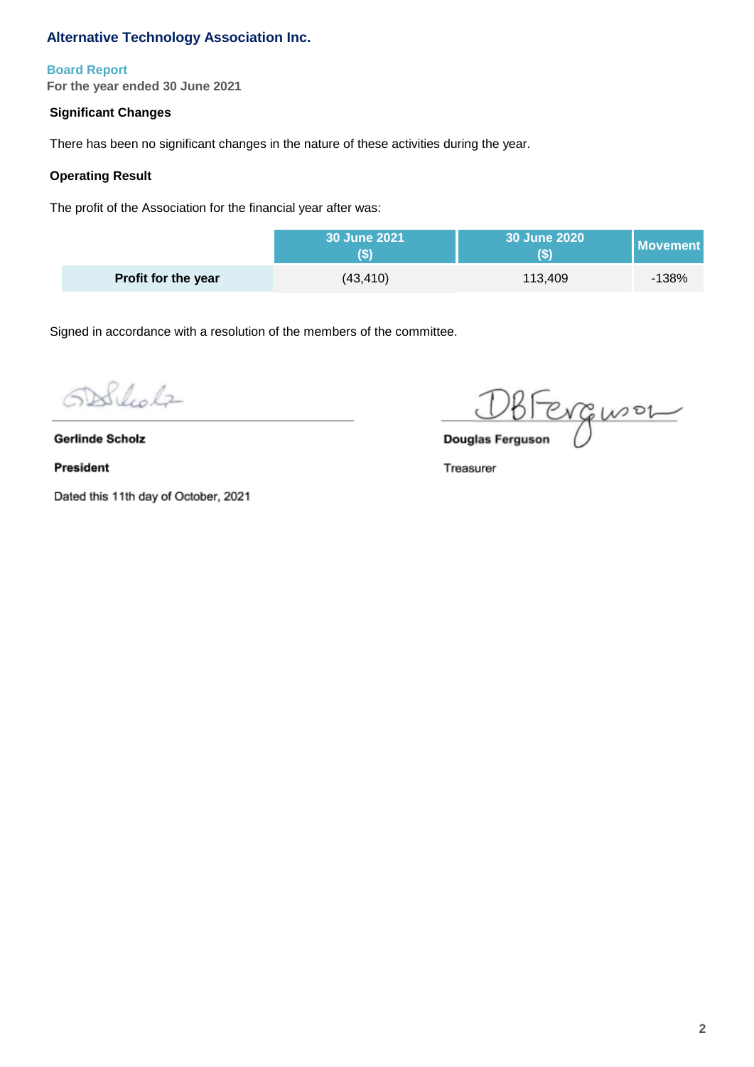# Alternative Technology Association Inc.

## Board Report

**For the year ended 30 June 2021**

### Significant Changes

There has been no significant changes in the nature of these activities during the year.

### Operating Result

The profit of the Association for the financial year after was:

| | 30 June 2021 ($) | 30 June 2020 ($) | Movement |
|---|---|---|---|
| **Profit for the year** | (43,410) | 113,409 | -138% |

Signed in accordance with a resolution of the members of the committee.

**Gerlinde Scholz**

**President**

Dated this 11th day of October, 2021

**Douglas Ferguson**

Treasurer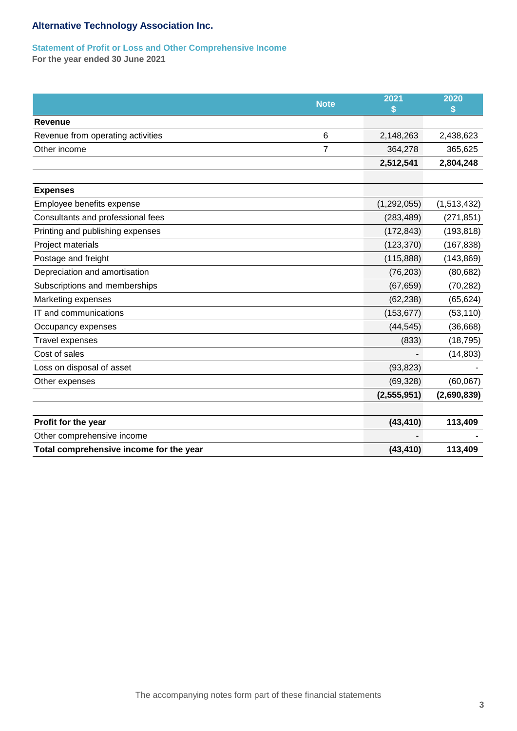# Alternative Technology Association Inc.

## Statement of Profit or Loss and Other Comprehensive Income

**For the year ended 30 June 2021**

| | Note | 2021 $ | 2020 $ |
|---|---|---|---|
| **Revenue** | | | |
| Revenue from operating activities | 6 | 2,148,263 | 2,438,623 |
| Other income | 7 | 364,278 | 365,625 |
| | | **2,512,541** | **2,804,248** |
| | | | |
| **Expenses** | | | |
| Employee benefits expense | | (1,292,055) | (1,513,432) |
| Consultants and professional fees | | (283,489) | (271,851) |
| Printing and publishing expenses | | (172,843) | (193,818) |
| Project materials | | (123,370) | (167,838) |
| Postage and freight | | (115,888) | (143,869) |
| Depreciation and amortisation | | (76,203) | (80,682) |
| Subscriptions and memberships | | (67,659) | (70,282) |
| Marketing expenses | | (62,238) | (65,624) |
| IT and communications | | (153,677) | (53,110) |
| Occupancy expenses | | (44,545) | (36,668) |
| Travel expenses | | (833) | (18,795) |
| Cost of sales | | - | (14,803) |
| Loss on disposal of asset | | (93,823) | - |
| Other expenses | | (69,328) | (60,067) |
| | | **(2,555,951)** | **(2,690,839)** |
| | | | |
| **Profit for the year** | | **(43,410)** | **113,409** |
| Other comprehensive income | | - | - |
| **Total comprehensive income for the year** | | **(43,410)** | **113,409** |

The accompanying notes form part of these financial statements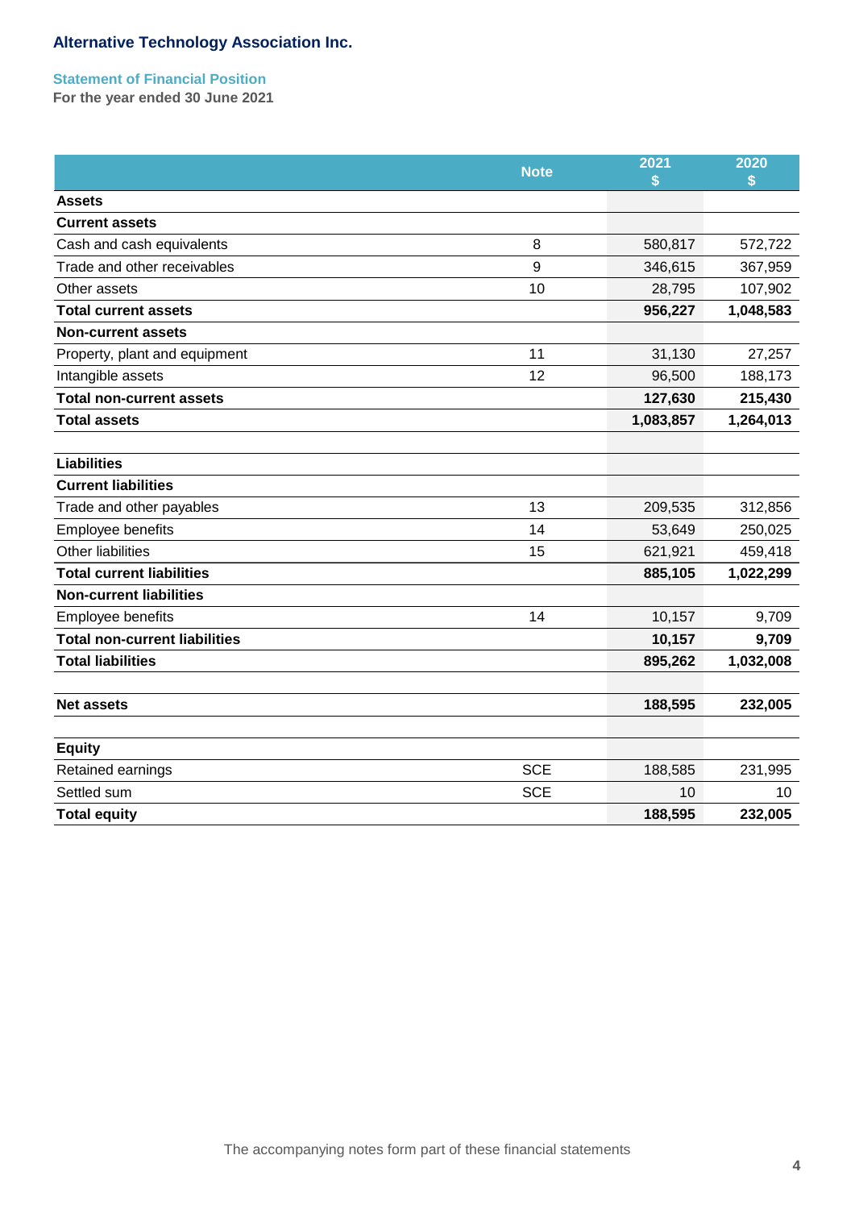# Alternative Technology Association Inc.

## Statement of Financial Position

**For the year ended 30 June 2021**

| | Note | 2021 $ | 2020 $ |
|---|---|---|---|
| **Assets** | | | |
| **Current assets** | | | |
| Cash and cash equivalents | 8 | 580,817 | 572,722 |
| Trade and other receivables | 9 | 346,615 | 367,959 |
| Other assets | 10 | 28,795 | 107,902 |
| **Total current assets** | | **956,227** | **1,048,583** |
| **Non-current assets** | | | |
| Property, plant and equipment | 11 | 31,130 | 27,257 |
| Intangible assets | 12 | 96,500 | 188,173 |
| **Total non-current assets** | | **127,630** | **215,430** |
| **Total assets** | | **1,083,857** | **1,264,013** |
| | | | |
| **Liabilities** | | | |
| **Current liabilities** | | | |
| Trade and other payables | 13 | 209,535 | 312,856 |
| Employee benefits | 14 | 53,649 | 250,025 |
| Other liabilities | 15 | 621,921 | 459,418 |
| **Total current liabilities** | | **885,105** | **1,022,299** |
| **Non-current liabilities** | | | |
| Employee benefits | 14 | 10,157 | 9,709 |
| **Total non-current liabilities** | | **10,157** | **9,709** |
| **Total liabilities** | | **895,262** | **1,032,008** |
| | | | |
| **Net assets** | | **188,595** | **232,005** |
| | | | |
| **Equity** | | | |
| Retained earnings | SCE | 188,585 | 231,995 |
| Settled sum | SCE | 10 | 10 |
| **Total equity** | | **188,595** | **232,005** |

The accompanying notes form part of these financial statements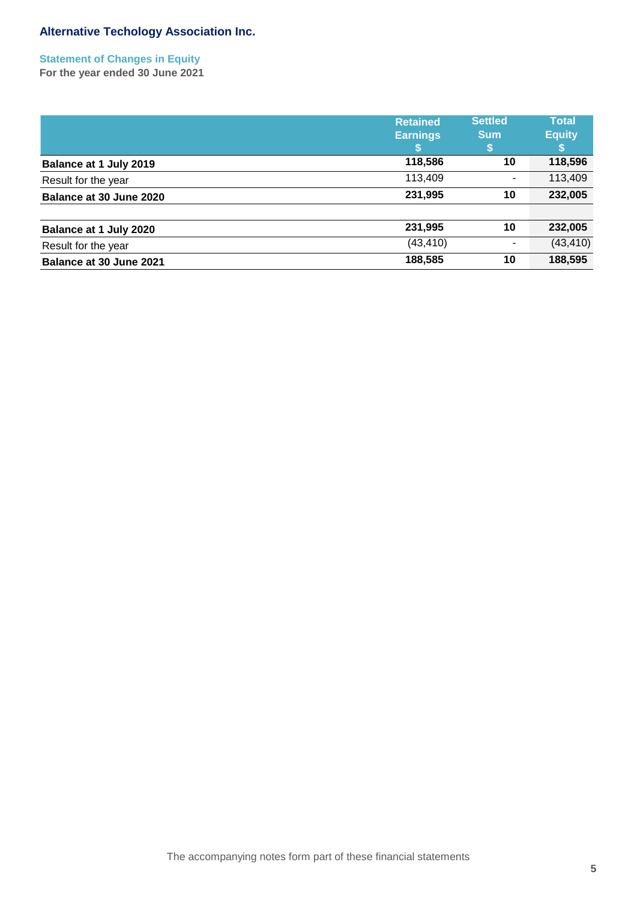## Alternative Techology Association Inc.

### Statement of Changes in Equity

**For the year ended 30 June 2021**

| | Retained Earnings $ | Settled Sum $ | Total Equity $ |
|---|---|---|---|
| **Balance at 1 July 2019** | **118,586** | **10** | **118,596** |
| Result for the year | 113,409 | - | 113,409 |
| **Balance at 30 June 2020** | **231,995** | **10** | **232,005** |
| | | | |
| **Balance at 1 July 2020** | **231,995** | **10** | **232,005** |
| Result for the year | (43,410) | - | (43,410) |
| **Balance at 30 June 2021** | **188,585** | **10** | **188,595** |

The accompanying notes form part of these financial statements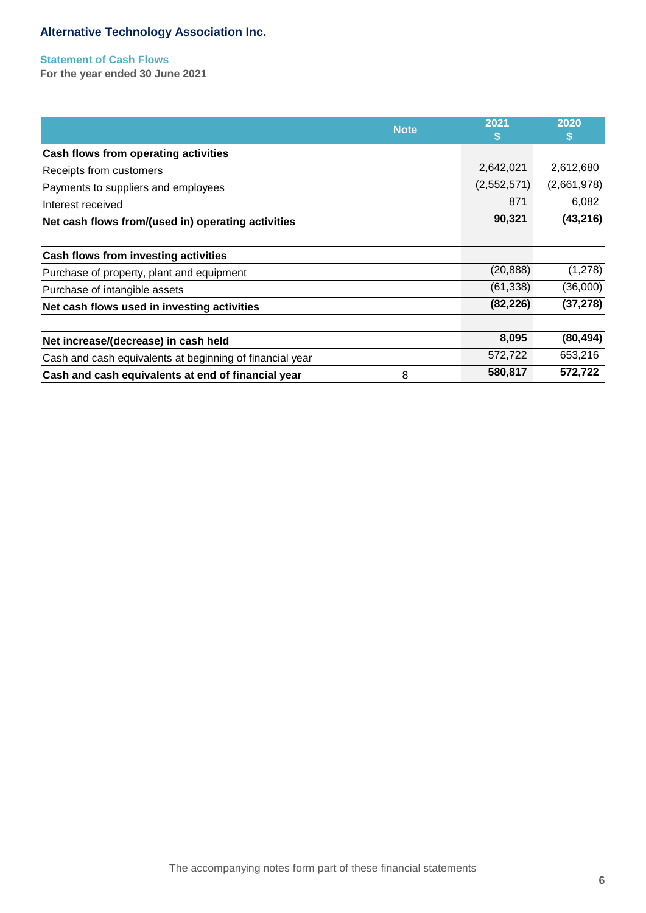## Alternative Technology Association Inc.

### Statement of Cash Flows

**For the year ended 30 June 2021**

| | Note | 2021 $ | 2020 $ |
|---|---|---|---|
| **Cash flows from operating activities** | | | |
| Receipts from customers | | 2,642,021 | 2,612,680 |
| Payments to suppliers and employees | | (2,552,571) | (2,661,978) |
| Interest received | | 871 | 6,082 |
| **Net cash flows from/(used in) operating activities** | | **90,321** | **(43,216)** |
| | | | |
| **Cash flows from investing activities** | | | |
| Purchase of property, plant and equipment | | (20,888) | (1,278) |
| Purchase of intangible assets | | (61,338) | (36,000) |
| **Net cash flows used in investing activities** | | **(82,226)** | **(37,278)** |
| | | | |
| **Net increase/(decrease) in cash held** | | **8,095** | **(80,494)** |
| Cash and cash equivalents at beginning of financial year | | 572,722 | 653,216 |
| **Cash and cash equivalents at end of financial year** | 8 | **580,817** | **572,722** |

The accompanying notes form part of these financial statements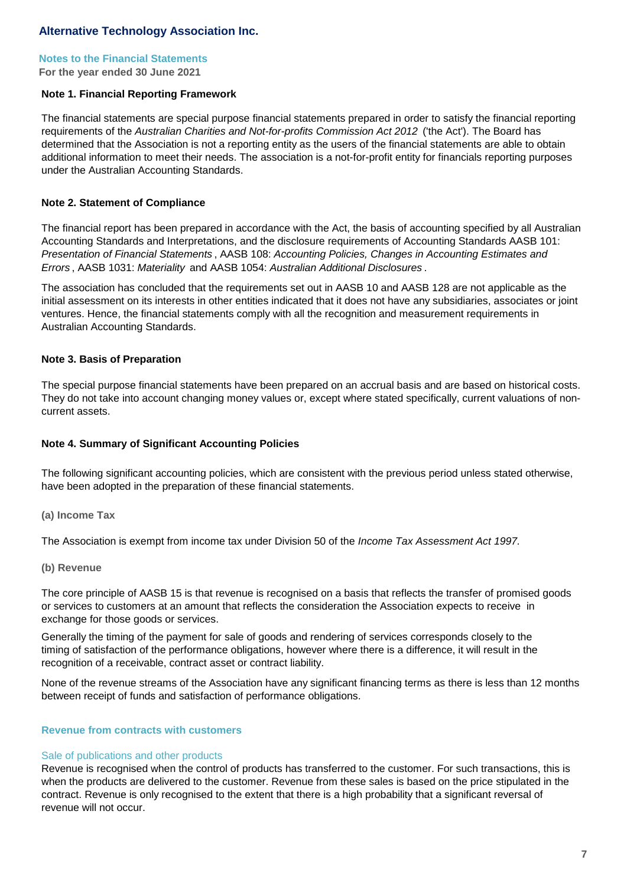# Alternative Technology Association Inc.

## Notes to the Financial Statements

**For the year ended 30 June 2021**

### Note 1. Financial Reporting Framework

The financial statements are special purpose financial statements prepared in order to satisfy the financial reporting requirements of the *Australian Charities and Not-for-profits Commission Act 2012* ('the Act'). The Board has determined that the Association is not a reporting entity as the users of the financial statements are able to obtain additional information to meet their needs. The association is a not-for-profit entity for financials reporting purposes under the Australian Accounting Standards.

### Note 2. Statement of Compliance

The financial report has been prepared in accordance with the Act, the basis of accounting specified by all Australian Accounting Standards and Interpretations, and the disclosure requirements of Accounting Standards AASB 101: *Presentation of Financial Statements* , AASB 108: *Accounting Policies, Changes in Accounting Estimates and Errors* , AASB 1031: *Materiality* and AASB 1054: *Australian Additional Disclosures* .

The association has concluded that the requirements set out in AASB 10 and AASB 128 are not applicable as the initial assessment on its interests in other entities indicated that it does not have any subsidiaries, associates or joint ventures. Hence, the financial statements comply with all the recognition and measurement requirements in Australian Accounting Standards.

### Note 3. Basis of Preparation

The special purpose financial statements have been prepared on an accrual basis and are based on historical costs. They do not take into account changing money values or, except where stated specifically, current valuations of non-current assets.

### Note 4. Summary of Significant Accounting Policies

The following significant accounting policies, which are consistent with the previous period unless stated otherwise, have been adopted in the preparation of these financial statements.

**(a) Income Tax**

The Association is exempt from income tax under Division 50 of the *Income Tax Assessment Act 1997.*

**(b) Revenue**

The core principle of AASB 15 is that revenue is recognised on a basis that reflects the transfer of promised goods or services to customers at an amount that reflects the consideration the Association expects to receive in exchange for those goods or services.

Generally the timing of the payment for sale of goods and rendering of services corresponds closely to the timing of satisfaction of the performance obligations, however where there is a difference, it will result in the recognition of a receivable, contract asset or contract liability.

None of the revenue streams of the Association have any significant financing terms as there is less than 12 months between receipt of funds and satisfaction of performance obligations.

#### Revenue from contracts with customers

Sale of publications and other products

Revenue is recognised when the control of products has transferred to the customer. For such transactions, this is when the products are delivered to the customer. Revenue from these sales is based on the price stipulated in the contract. Revenue is only recognised to the extent that there is a high probability that a significant reversal of revenue will not occur.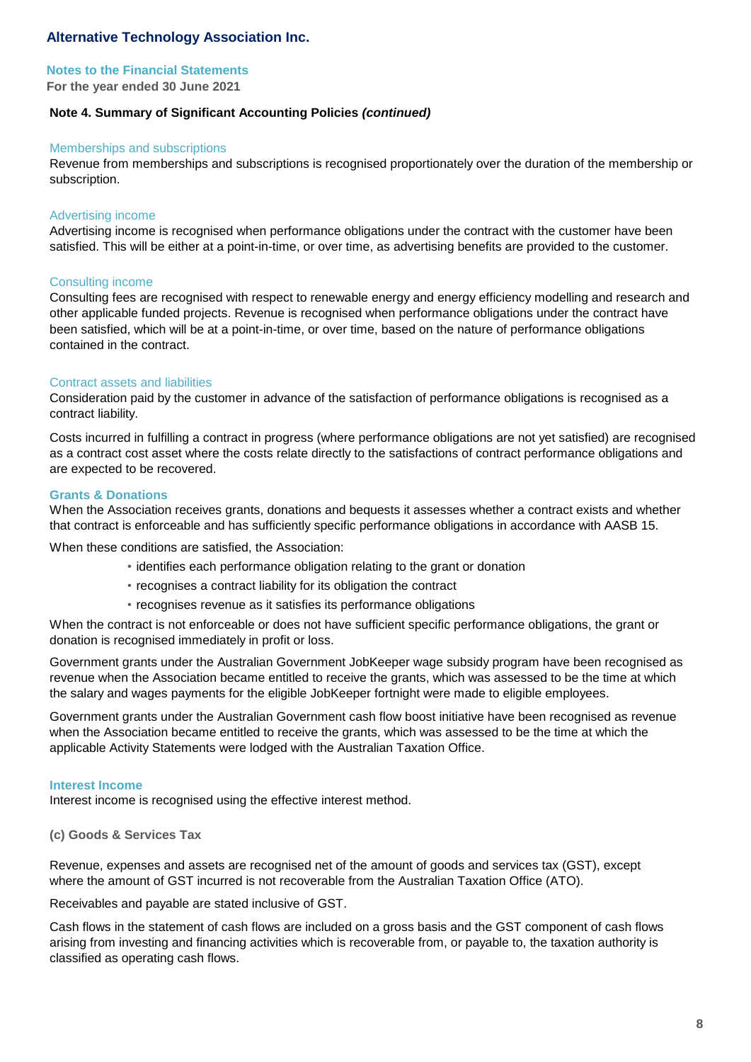**Alternative Technology Association Inc.**

**Notes to the Financial Statements**
**For the year ended 30 June 2021**

### Note 4. Summary of Significant Accounting Policies *(continued)*

#### Memberships and subscriptions

Revenue from memberships and subscriptions is recognised proportionately over the duration of the membership or subscription.

#### Advertising income

Advertising income is recognised when performance obligations under the contract with the customer have been satisfied. This will be either at a point-in-time, or over time, as advertising benefits are provided to the customer.

#### Consulting income

Consulting fees are recognised with respect to renewable energy and energy efficiency modelling and research and other applicable funded projects. Revenue is recognised when performance obligations under the contract have been satisfied, which will be at a point-in-time, or over time, based on the nature of performance obligations contained in the contract.

#### Contract assets and liabilities

Consideration paid by the customer in advance of the satisfaction of performance obligations is recognised as a contract liability.

Costs incurred in fulfilling a contract in progress (where performance obligations are not yet satisfied) are recognised as a contract cost asset where the costs relate directly to the satisfactions of contract performance obligations and are expected to be recovered.

#### Grants & Donations

When the Association receives grants, donations and bequests it assesses whether a contract exists and whether that contract is enforceable and has sufficiently specific performance obligations in accordance with AASB 15.

When these conditions are satisfied, the Association:

- identifies each performance obligation relating to the grant or donation
- recognises a contract liability for its obligation the contract
- recognises revenue as it satisfies its performance obligations

When the contract is not enforceable or does not have sufficient specific performance obligations, the grant or donation is recognised immediately in profit or loss.

Government grants under the Australian Government JobKeeper wage subsidy program have been recognised as revenue when the Association became entitled to receive the grants, which was assessed to be the time at which the salary and wages payments for the eligible JobKeeper fortnight were made to eligible employees.

Government grants under the Australian Government cash flow boost initiative have been recognised as revenue when the Association became entitled to receive the grants, which was assessed to be the time at which the applicable Activity Statements were lodged with the Australian Taxation Office.

#### Interest Income

Interest income is recognised using the effective interest method.

#### (c) Goods & Services Tax

Revenue, expenses and assets are recognised net of the amount of goods and services tax (GST), except where the amount of GST incurred is not recoverable from the Australian Taxation Office (ATO).

Receivables and payable are stated inclusive of GST.

Cash flows in the statement of cash flows are included on a gross basis and the GST component of cash flows arising from investing and financing activities which is recoverable from, or payable to, the taxation authority is classified as operating cash flows.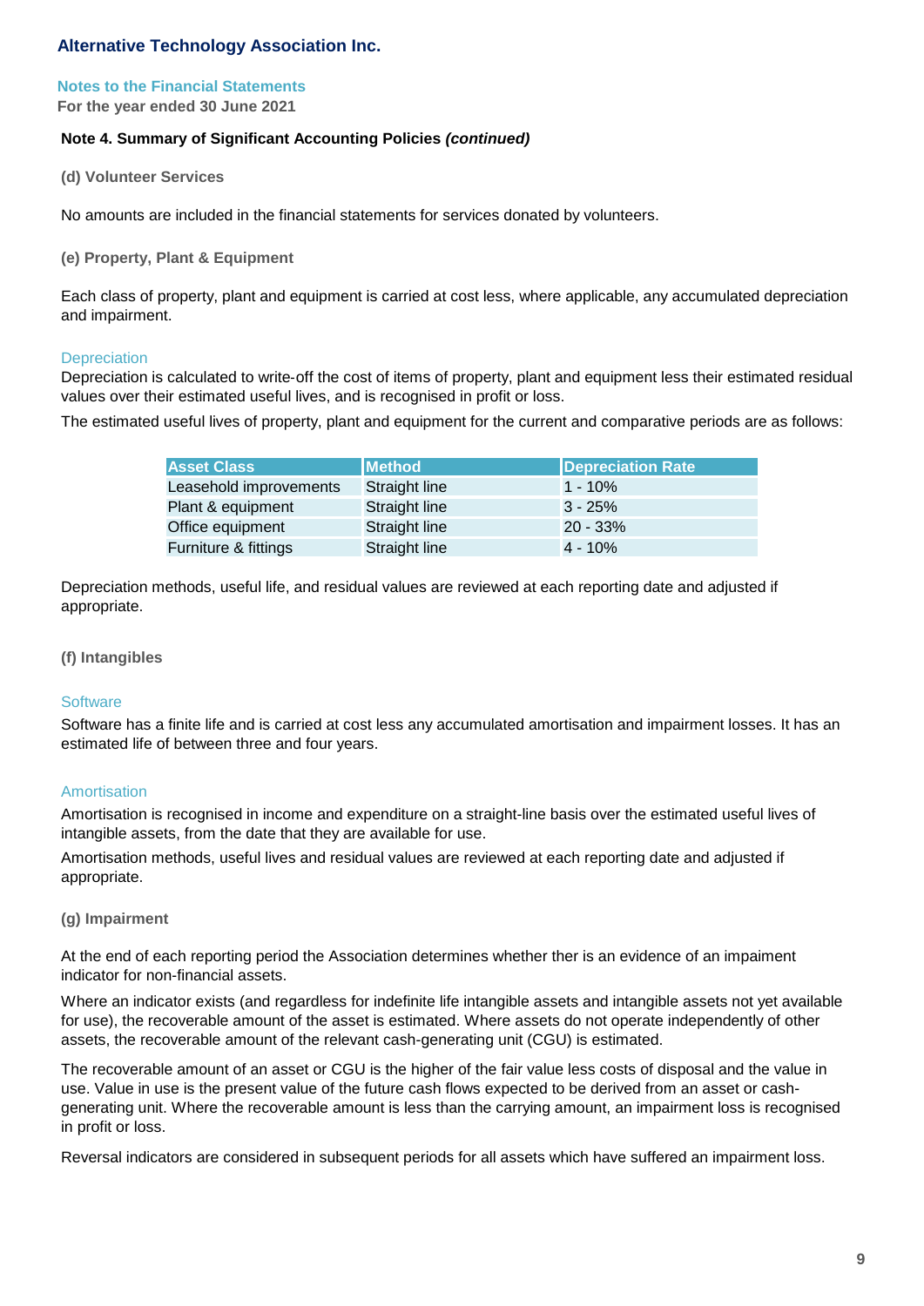Alternative Technology Association Inc.

## Notes to the Financial Statements

**For the year ended 30 June 2021**

### Note 4. Summary of Significant Accounting Policies *(continued)*

**(d) Volunteer Services**

No amounts are included in the financial statements for services donated by volunteers.

**(e) Property, Plant & Equipment**

Each class of property, plant and equipment is carried at cost less, where applicable, any accumulated depreciation and impairment.

Depreciation

Depreciation is calculated to write-off the cost of items of property, plant and equipment less their estimated residual values over their estimated useful lives, and is recognised in profit or loss.

The estimated useful lives of property, plant and equipment for the current and comparative periods are as follows:

| Asset Class | Method | Depreciation Rate |
| --- | --- | --- |
| Leasehold improvements | Straight line | 1 - 10% |
| Plant & equipment | Straight line | 3 - 25% |
| Office equipment | Straight line | 20 - 33% |
| Furniture & fittings | Straight line | 4 - 10% |

Depreciation methods, useful life, and residual values are reviewed at each reporting date and adjusted if appropriate.

**(f) Intangibles**

Software

Software has a finite life and is carried at cost less any accumulated amortisation and impairment losses. It has an estimated life of between three and four years.

Amortisation

Amortisation is recognised in income and expenditure on a straight-line basis over the estimated useful lives of intangible assets, from the date that they are available for use.

Amortisation methods, useful lives and residual values are reviewed at each reporting date and adjusted if appropriate.

**(g) Impairment**

At the end of each reporting period the Association determines whether ther is an evidence of an impaiment indicator for non-financial assets.

Where an indicator exists (and regardless for indefinite life intangible assets and intangible assets not yet available for use), the recoverable amount of the asset is estimated. Where assets do not operate independently of other assets, the recoverable amount of the relevant cash-generating unit (CGU) is estimated.

The recoverable amount of an asset or CGU is the higher of the fair value less costs of disposal and the value in use. Value in use is the present value of the future cash flows expected to be derived from an asset or cash-generating unit. Where the recoverable amount is less than the carrying amount, an impairment loss is recognised in profit or loss.

Reversal indicators are considered in subsequent periods for all assets which have suffered an impairment loss.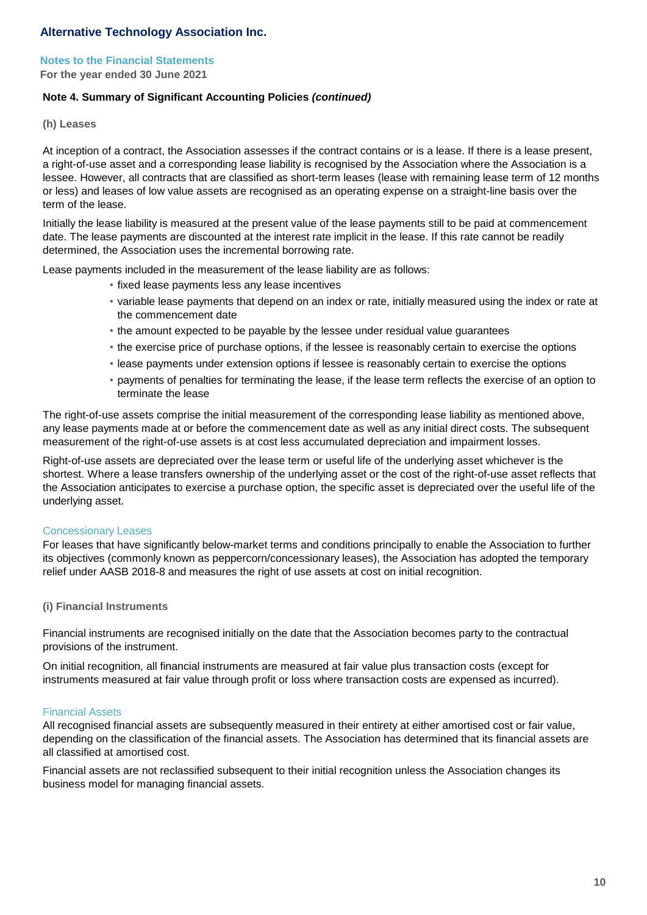# Alternative Technology Association Inc.

## Notes to the Financial Statements

**For the year ended 30 June 2021**

### Note 4. Summary of Significant Accounting Policies *(continued)*

#### (h) Leases

At inception of a contract, the Association assesses if the contract contains or is a lease. If there is a lease present, a right-of-use asset and a corresponding lease liability is recognised by the Association where the Association is a lessee. However, all contracts that are classified as short-term leases (lease with remaining lease term of 12 months or less) and leases of low value assets are recognised as an operating expense on a straight-line basis over the term of the lease.

Initially the lease liability is measured at the present value of the lease payments still to be paid at commencement date. The lease payments are discounted at the interest rate implicit in the lease. If this rate cannot be readily determined, the Association uses the incremental borrowing rate.

Lease payments included in the measurement of the lease liability are as follows:

- fixed lease payments less any lease incentives
- variable lease payments that depend on an index or rate, initially measured using the index or rate at the commencement date
- the amount expected to be payable by the lessee under residual value guarantees
- the exercise price of purchase options, if the lessee is reasonably certain to exercise the options
- lease payments under extension options if lessee is reasonably certain to exercise the options
- payments of penalties for terminating the lease, if the lease term reflects the exercise of an option to terminate the lease

The right-of-use assets comprise the initial measurement of the corresponding lease liability as mentioned above, any lease payments made at or before the commencement date as well as any initial direct costs. The subsequent measurement of the right-of-use assets is at cost less accumulated depreciation and impairment losses.

Right-of-use assets are depreciated over the lease term or useful life of the underlying asset whichever is the shortest. Where a lease transfers ownership of the underlying asset or the cost of the right-of-use asset reflects that the Association anticipates to exercise a purchase option, the specific asset is depreciated over the useful life of the underlying asset.

##### Concessionary Leases

For leases that have significantly below-market terms and conditions principally to enable the Association to further its objectives (commonly known as peppercorn/concessionary leases), the Association has adopted the temporary relief under AASB 2018-8 and measures the right of use assets at cost on initial recognition.

#### (i) Financial Instruments

Financial instruments are recognised initially on the date that the Association becomes party to the contractual provisions of the instrument.

On initial recognition, all financial instruments are measured at fair value plus transaction costs (except for instruments measured at fair value through profit or loss where transaction costs are expensed as incurred).

##### Financial Assets

All recognised financial assets are subsequently measured in their entirety at either amortised cost or fair value, depending on the classification of the financial assets. The Association has determined that its financial assets are all classified at amortised cost.

Financial assets are not reclassified subsequent to their initial recognition unless the Association changes its business model for managing financial assets.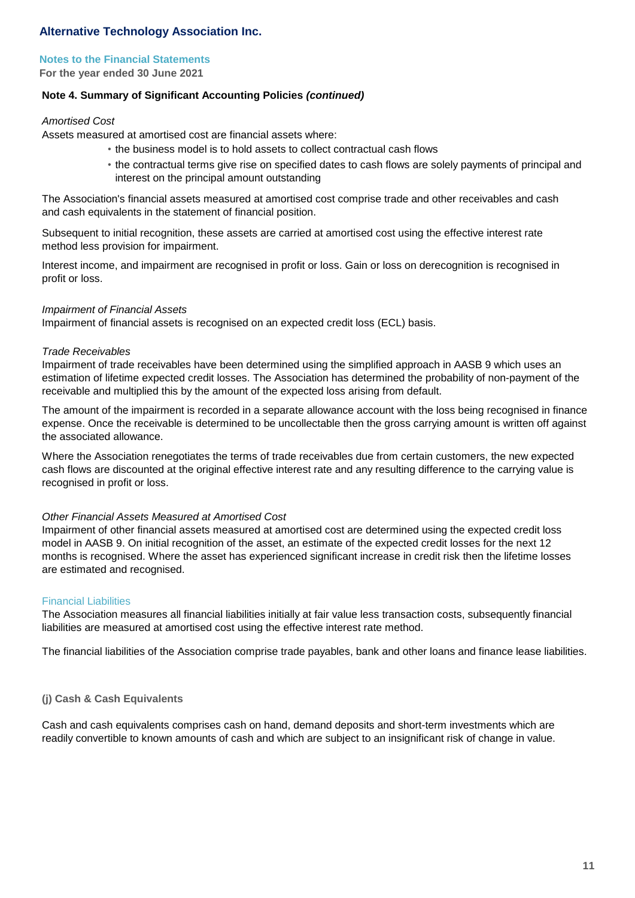## Note 4. Summary of Significant Accounting Policies *(continued)*

*Amortised Cost*

Assets measured at amortised cost are financial assets where:

- the business model is to hold assets to collect contractual cash flows
- the contractual terms give rise on specified dates to cash flows are solely payments of principal and interest on the principal amount outstanding

The Association's financial assets measured at amortised cost comprise trade and other receivables and cash and cash equivalents in the statement of financial position.

Subsequent to initial recognition, these assets are carried at amortised cost using the effective interest rate method less provision for impairment.

Interest income, and impairment are recognised in profit or loss. Gain or loss on derecognition is recognised in profit or loss.

*Impairment of Financial Assets*

Impairment of financial assets is recognised on an expected credit loss (ECL) basis.

*Trade Receivables*

Impairment of trade receivables have been determined using the simplified approach in AASB 9 which uses an estimation of lifetime expected credit losses. The Association has determined the probability of non-payment of the receivable and multiplied this by the amount of the expected loss arising from default.

The amount of the impairment is recorded in a separate allowance account with the loss being recognised in finance expense. Once the receivable is determined to be uncollectable then the gross carrying amount is written off against the associated allowance.

Where the Association renegotiates the terms of trade receivables due from certain customers, the new expected cash flows are discounted at the original effective interest rate and any resulting difference to the carrying value is recognised in profit or loss.

*Other Financial Assets Measured at Amortised Cost*

Impairment of other financial assets measured at amortised cost are determined using the expected credit loss model in AASB 9. On initial recognition of the asset, an estimate of the expected credit losses for the next 12 months is recognised. Where the asset has experienced significant increase in credit risk then the lifetime losses are estimated and recognised.

### Financial Liabilities

The Association measures all financial liabilities initially at fair value less transaction costs, subsequently financial liabilities are measured at amortised cost using the effective interest rate method.

The financial liabilities of the Association comprise trade payables, bank and other loans and finance lease liabilities.

### (j) Cash & Cash Equivalents

Cash and cash equivalents comprises cash on hand, demand deposits and short-term investments which are readily convertible to known amounts of cash and which are subject to an insignificant risk of change in value.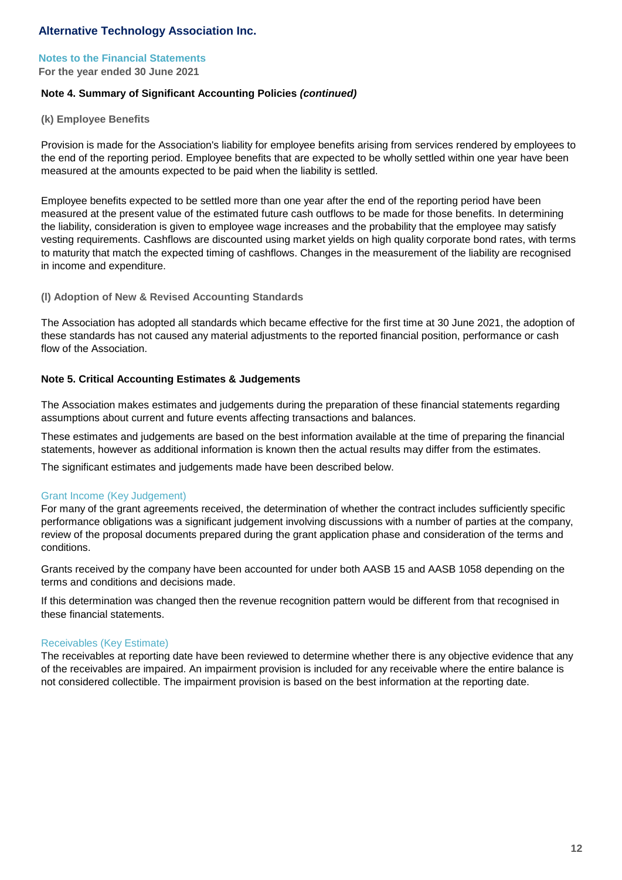## Note 4. Summary of Significant Accounting Policies *(continued)*

### (k) Employee Benefits

Provision is made for the Association's liability for employee benefits arising from services rendered by employees to the end of the reporting period. Employee benefits that are expected to be wholly settled within one year have been measured at the amounts expected to be paid when the liability is settled.

Employee benefits expected to be settled more than one year after the end of the reporting period have been measured at the present value of the estimated future cash outflows to be made for those benefits. In determining the liability, consideration is given to employee wage increases and the probability that the employee may satisfy vesting requirements. Cashflows are discounted using market yields on high quality corporate bond rates, with terms to maturity that match the expected timing of cashflows. Changes in the measurement of the liability are recognised in income and expenditure.

### (l) Adoption of New & Revised Accounting Standards

The Association has adopted all standards which became effective for the first time at 30 June 2021, the adoption of these standards has not caused any material adjustments to the reported financial position, performance or cash flow of the Association.

## Note 5. Critical Accounting Estimates & Judgements

The Association makes estimates and judgements during the preparation of these financial statements regarding assumptions about current and future events affecting transactions and balances.

These estimates and judgements are based on the best information available at the time of preparing the financial statements, however as additional information is known then the actual results may differ from the estimates.

The significant estimates and judgements made have been described below.

### Grant Income (Key Judgement)

For many of the grant agreements received, the determination of whether the contract includes sufficiently specific performance obligations was a significant judgement involving discussions with a number of parties at the company, review of the proposal documents prepared during the grant application phase and consideration of the terms and conditions.

Grants received by the company have been accounted for under both AASB 15 and AASB 1058 depending on the terms and conditions and decisions made.

If this determination was changed then the revenue recognition pattern would be different from that recognised in these financial statements.

### Receivables (Key Estimate)

The receivables at reporting date have been reviewed to determine whether there is any objective evidence that any of the receivables are impaired. An impairment provision is included for any receivable where the entire balance is not considered collectible. The impairment provision is based on the best information at the reporting date.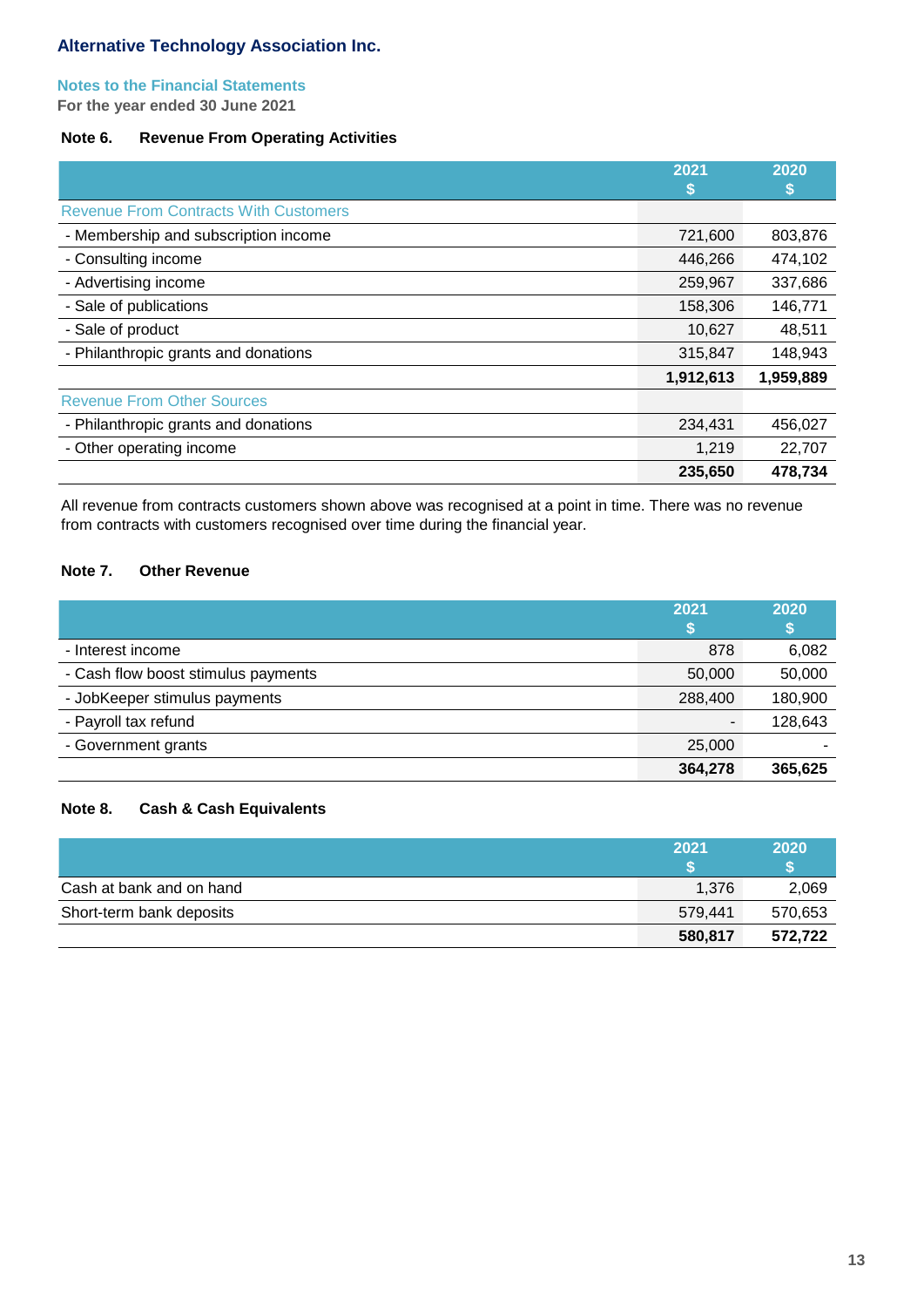**Alternative Technology Association Inc.**

**Notes to the Financial Statements**
**For the year ended 30 June 2021**

### Note 6. Revenue From Operating Activities

| | 2021 $ | 2020 $ |
|---|---|---|
| Revenue From Contracts With Customers | | |
| - Membership and subscription income | 721,600 | 803,876 |
| - Consulting income | 446,266 | 474,102 |
| - Advertising income | 259,967 | 337,686 |
| - Sale of publications | 158,306 | 146,771 |
| - Sale of product | 10,627 | 48,511 |
| - Philanthropic grants and donations | 315,847 | 148,943 |
| | **1,912,613** | **1,959,889** |
| Revenue From Other Sources | | |
| - Philanthropic grants and donations | 234,431 | 456,027 |
| - Other operating income | 1,219 | 22,707 |
| | **235,650** | **478,734** |

All revenue from contracts customers shown above was recognised at a point in time. There was no revenue from contracts with customers recognised over time during the financial year.

### Note 7. Other Revenue

| | 2021 $ | 2020 $ |
|---|---|---|
| - Interest income | 878 | 6,082 |
| - Cash flow boost stimulus payments | 50,000 | 50,000 |
| - JobKeeper stimulus payments | 288,400 | 180,900 |
| - Payroll tax refund | - | 128,643 |
| - Government grants | 25,000 | - |
| | **364,278** | **365,625** |

### Note 8. Cash & Cash Equivalents

| | 2021 $ | 2020 $ |
|---|---|---|
| Cash at bank and on hand | 1,376 | 2,069 |
| Short-term bank deposits | 579,441 | 570,653 |
| | **580,817** | **572,722** |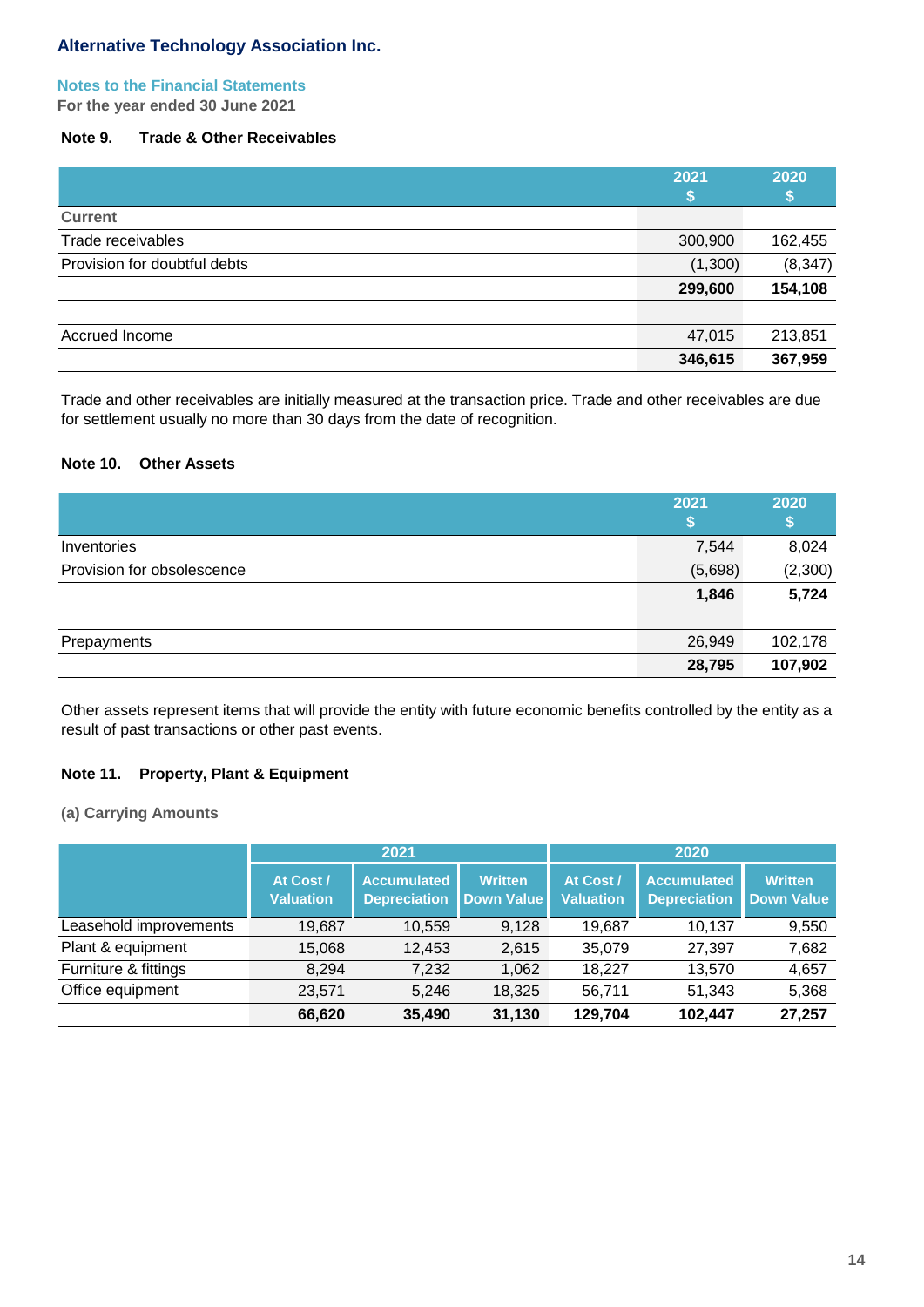# Alternative Technology Association Inc.

## Notes to the Financial Statements

**For the year ended 30 June 2021**

### Note 9. Trade & Other Receivables

| | 2021 $ | 2020 $ |
|---|---|---|
| **Current** | | |
| Trade receivables | 300,900 | 162,455 |
| Provision for doubtful debts | (1,300) | (8,347) |
| | **299,600** | **154,108** |
| | | |
| Accrued Income | 47,015 | 213,851 |
| | **346,615** | **367,959** |

Trade and other receivables are initially measured at the transaction price. Trade and other receivables are due for settlement usually no more than 30 days from the date of recognition.

### Note 10. Other Assets

| | 2021 $ | 2020 $ |
|---|---|---|
| Inventories | 7,544 | 8,024 |
| Provision for obsolescence | (5,698) | (2,300) |
| | **1,846** | **5,724** |
| | | |
| Prepayments | 26,949 | 102,178 |
| | **28,795** | **107,902** |

Other assets represent items that will provide the entity with future economic benefits controlled by the entity as a result of past transactions or other past events.

### Note 11. Property, Plant & Equipment

**(a) Carrying Amounts**

| | 2021 | | | 2020 | | |
|---|---|---|---|---|---|---|
| | At Cost / Valuation | Accumulated Depreciation | Written Down Value | At Cost / Valuation | Accumulated Depreciation | Written Down Value |
| Leasehold improvements | 19,687 | 10,559 | 9,128 | 19,687 | 10,137 | 9,550 |
| Plant & equipment | 15,068 | 12,453 | 2,615 | 35,079 | 27,397 | 7,682 |
| Furniture & fittings | 8,294 | 7,232 | 1,062 | 18,227 | 13,570 | 4,657 |
| Office equipment | 23,571 | 5,246 | 18,325 | 56,711 | 51,343 | 5,368 |
| | **66,620** | **35,490** | **31,130** | **129,704** | **102,447** | **27,257** |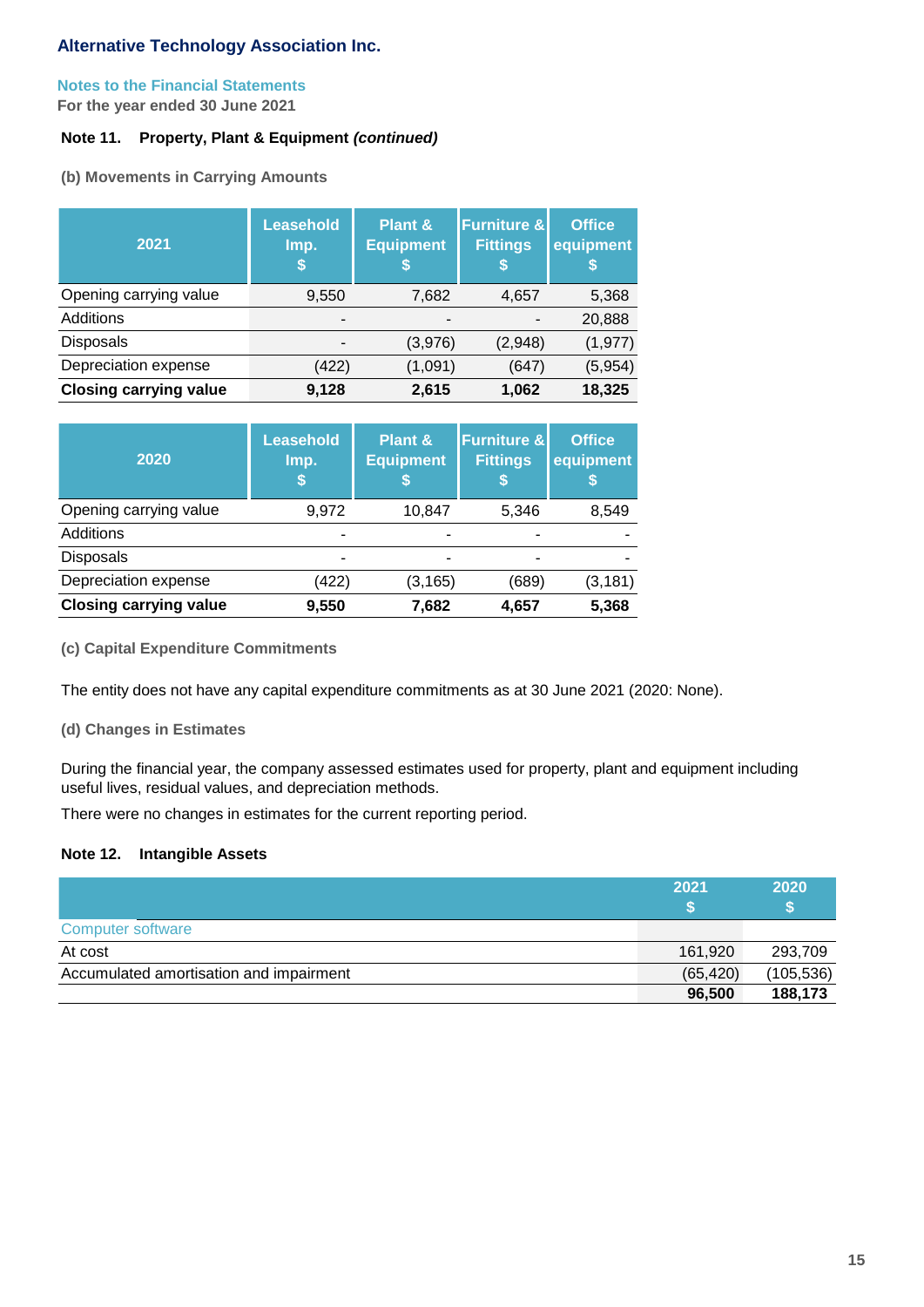**Alternative Technology Association Inc.**

**Notes to the Financial Statements**
**For the year ended 30 June 2021**

### Note 11. Property, Plant & Equipment *(continued)*

#### (b) Movements in Carrying Amounts

| 2021 | Leasehold Imp. $ | Plant & Equipment $ | Furniture & Fittings $ | Office equipment $ |
|---|---|---|---|---|
| Opening carrying value | 9,550 | 7,682 | 4,657 | 5,368 |
| Additions | - | - | - | 20,888 |
| Disposals | - | (3,976) | (2,948) | (1,977) |
| Depreciation expense | (422) | (1,091) | (647) | (5,954) |
| **Closing carrying value** | **9,128** | **2,615** | **1,062** | **18,325** |

| 2020 | Leasehold Imp. $ | Plant & Equipment $ | Furniture & Fittings $ | Office equipment $ |
|---|---|---|---|---|
| Opening carrying value | 9,972 | 10,847 | 5,346 | 8,549 |
| Additions | - | - | - | - |
| Disposals | - | - | - | - |
| Depreciation expense | (422) | (3,165) | (689) | (3,181) |
| **Closing carrying value** | **9,550** | **7,682** | **4,657** | **5,368** |

#### (c) Capital Expenditure Commitments

The entity does not have any capital expenditure commitments as at 30 June 2021 (2020: None).

#### (d) Changes in Estimates

During the financial year, the company assessed estimates used for property, plant and equipment including useful lives, residual values, and depreciation methods.

There were no changes in estimates for the current reporting period.

### Note 12. Intangible Assets

| | 2021 $ | 2020 $ |
|---|---|---|
| Computer software | | |
| At cost | 161,920 | 293,709 |
| Accumulated amortisation and impairment | (65,420) | (105,536) |
| | **96,500** | **188,173** |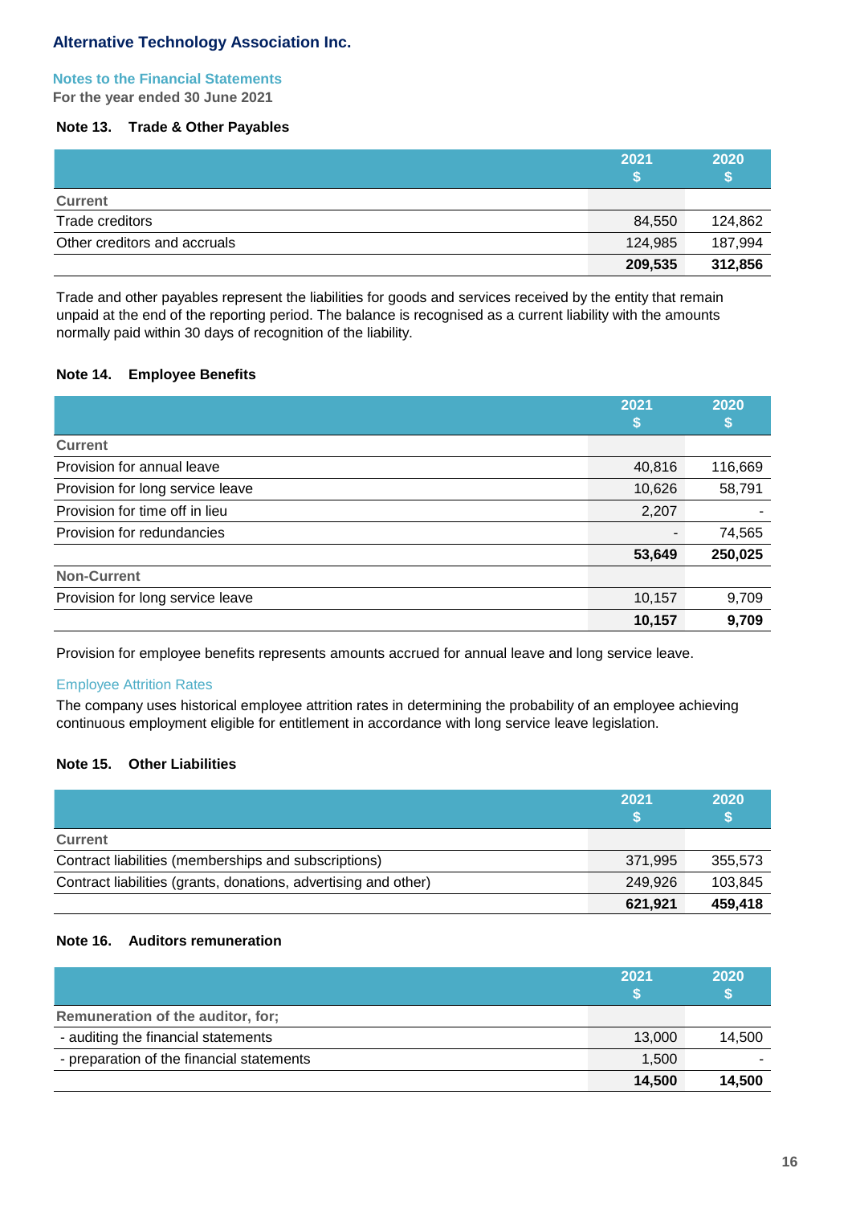**Alternative Technology Association Inc.**

**Notes to the Financial Statements**
**For the year ended 30 June 2021**

### Note 13. Trade & Other Payables

| | 2021 $ | 2020 $ |
|---|---|---|
| **Current** | | |
| Trade creditors | 84,550 | 124,862 |
| Other creditors and accruals | 124,985 | 187,994 |
| | **209,535** | **312,856** |

Trade and other payables represent the liabilities for goods and services received by the entity that remain unpaid at the end of the reporting period. The balance is recognised as a current liability with the amounts normally paid within 30 days of recognition of the liability.

### Note 14. Employee Benefits

| | 2021 $ | 2020 $ |
|---|---|---|
| **Current** | | |
| Provision for annual leave | 40,816 | 116,669 |
| Provision for long service leave | 10,626 | 58,791 |
| Provision for time off in lieu | 2,207 | - |
| Provision for redundancies | - | 74,565 |
| | **53,649** | **250,025** |
| **Non-Current** | | |
| Provision for long service leave | 10,157 | 9,709 |
| | **10,157** | **9,709** |

Provision for employee benefits represents amounts accrued for annual leave and long service leave.

**Employee Attrition Rates**

The company uses historical employee attrition rates in determining the probability of an employee achieving continuous employment eligible for entitlement in accordance with long service leave legislation.

### Note 15. Other Liabilities

| | 2021 $ | 2020 $ |
|---|---|---|
| **Current** | | |
| Contract liabilities (memberships and subscriptions) | 371,995 | 355,573 |
| Contract liabilities (grants, donations, advertising and other) | 249,926 | 103,845 |
| | **621,921** | **459,418** |

### Note 16. Auditors remuneration

| | 2021 $ | 2020 $ |
|---|---|---|
| **Remuneration of the auditor, for;** | | |
| - auditing the financial statements | 13,000 | 14,500 |
| - preparation of the financial statements | 1,500 | - |
| | **14,500** | **14,500** |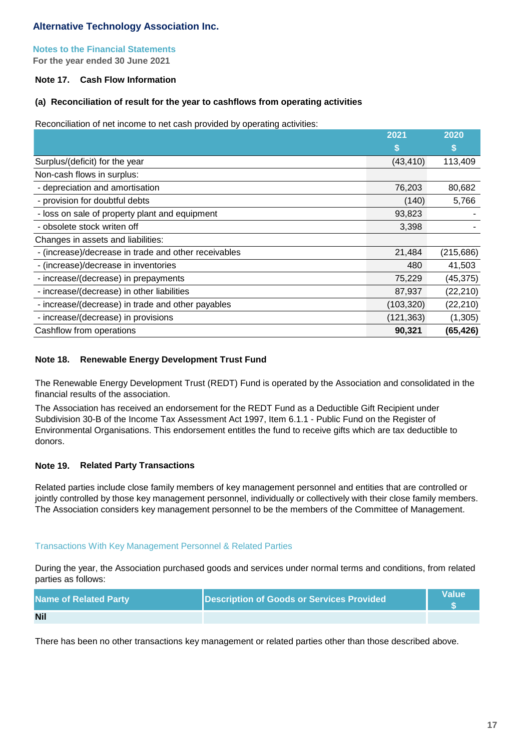**Alternative Technology Association Inc.**

**Notes to the Financial Statements**

**For the year ended 30 June 2021**

### Note 17. Cash Flow Information

#### (a) Reconciliation of result for the year to cashflows from operating activities

Reconciliation of net income to net cash provided by operating activities:

| | 2021<br>$ | 2020<br>$ |
|---|---|---|
| Surplus/(deficit) for the year | (43,410) | 113,409 |
| Non-cash flows in surplus: | | |
| - depreciation and amortisation | 76,203 | 80,682 |
| - provision for doubtful debts | (140) | 5,766 |
| - loss on sale of property plant and equipment | 93,823 | - |
| - obsolete stock writen off | 3,398 | - |
| Changes in assets and liabilities: | | |
| - (increase)/decrease in trade and other receivables | 21,484 | (215,686) |
| - (increase)/decrease in inventories | 480 | 41,503 |
| - increase/(decrease) in prepayments | 75,229 | (45,375) |
| - increase/(decrease) in other liabilities | 87,937 | (22,210) |
| - increase/(decrease) in trade and other payables | (103,320) | (22,210) |
| - increase/(decrease) in provisions | (121,363) | (1,305) |
| Cashflow from operations | **90,321** | **(65,426)** |

### Note 18. Renewable Energy Development Trust Fund

The Renewable Energy Development Trust (REDT) Fund is operated by the Association and consolidated in the financial results of the association.

The Association has received an endorsement for the REDT Fund as a Deductible Gift Recipient under Subdivision 30-B of the Income Tax Assessment Act 1997, Item 6.1.1 - Public Fund on the Register of Environmental Organisations. This endorsement entitles the fund to receive gifts which are tax deductible to donors.

### Note 19. Related Party Transactions

Related parties include close family members of key management personnel and entities that are controlled or jointly controlled by those key management personnel, individually or collectively with their close family members. The Association considers key management personnel to be the members of the Committee of Management.

#### Transactions With Key Management Personnel & Related Parties

During the year, the Association purchased goods and services under normal terms and conditions, from related parties as follows:

| Name of Related Party | Description of Goods or Services Provided | Value<br>$ |
|---|---|---|
| **Nil** | | |

There has been no other transactions key management or related parties other than those described above.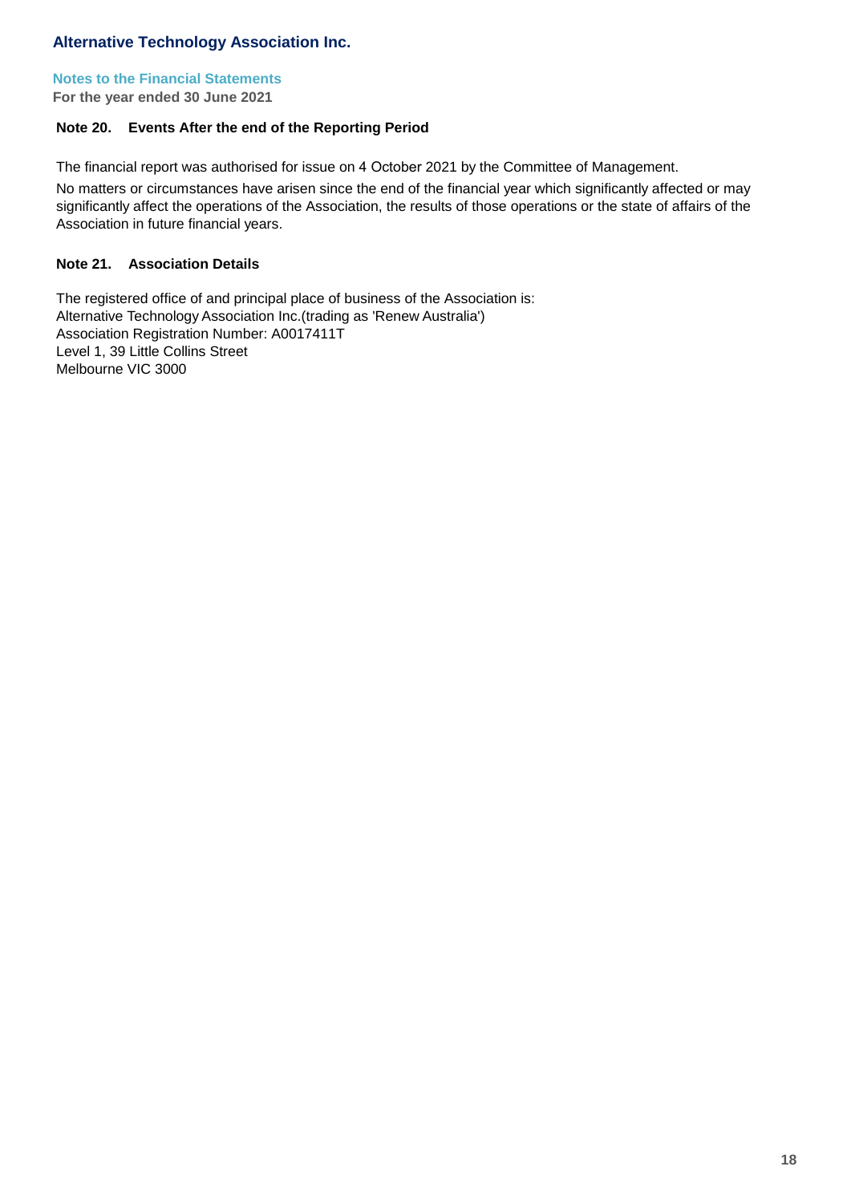## Note 20. Events After the end of the Reporting Period

The financial report was authorised for issue on 4 October 2021 by the Committee of Management.

No matters or circumstances have arisen since the end of the financial year which significantly affected or may significantly affect the operations of the Association, the results of those operations or the state of affairs of the Association in future financial years.

## Note 21. Association Details

The registered office of and principal place of business of the Association is:
Alternative Technology Association Inc.(trading as 'Renew Australia')
Association Registration Number: A0017411T
Level 1, 39 Little Collins Street
Melbourne VIC 3000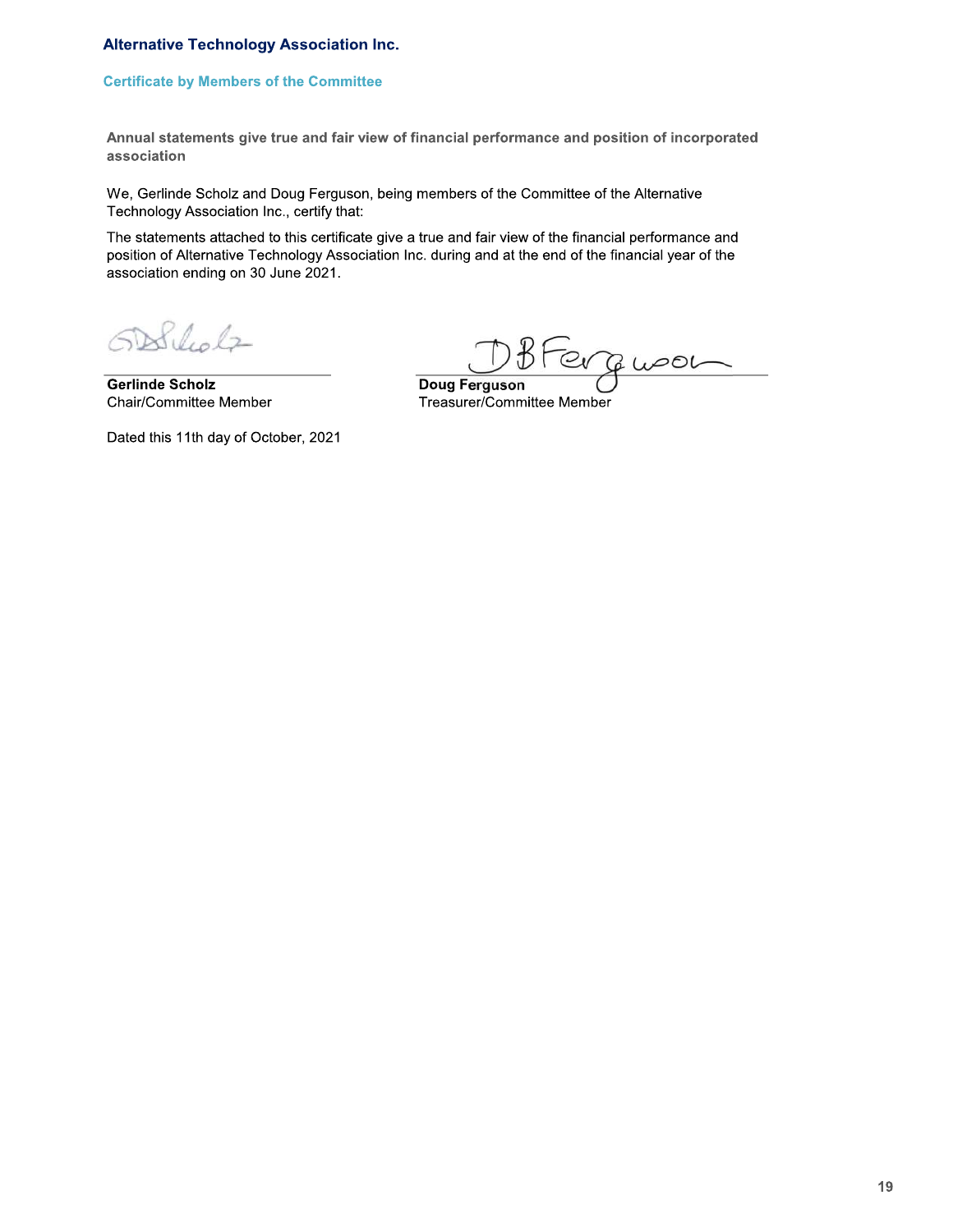# Alternative Technology Association Inc.

## Certificate by Members of the Committee

**Annual statements give true and fair view of financial performance and position of incorporated association**

We, Gerlinde Scholz and Doug Ferguson, being members of the Committee of the Alternative Technology Association Inc., certify that:

The statements attached to this certificate give a true and fair view of the financial performance and position of Alternative Technology Association Inc. during and at the end of the financial year of the association ending on 30 June 2021.

**Gerlinde Scholz**
Chair/Committee Member

**Doug Ferguson**
Treasurer/Committee Member

Dated this 11th day of October, 2021